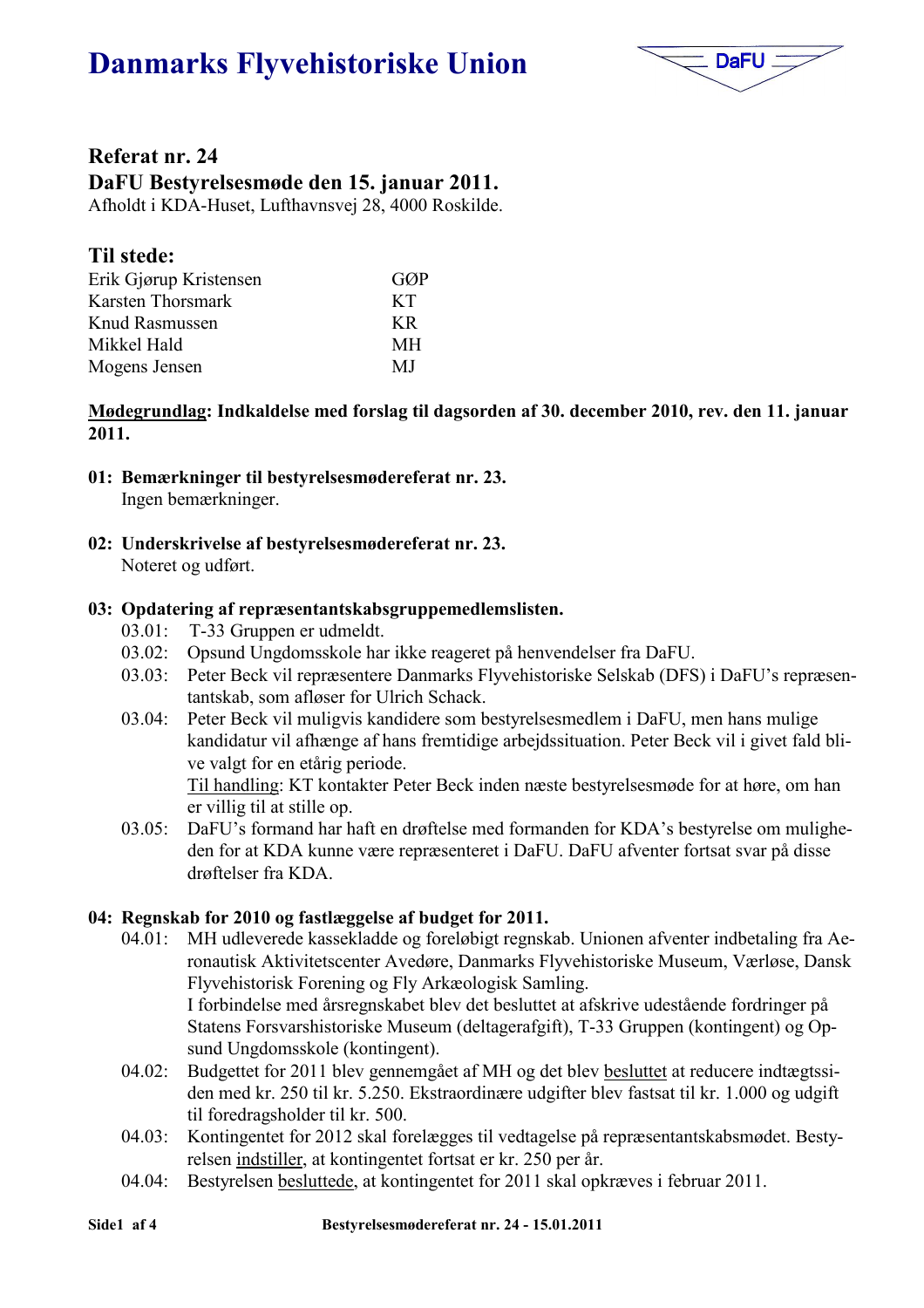# Danmarks Flyvehistoriske Union

DaFU

## Referat nr. 24
## DaFU Bestyrelsesmøde den 15. januar 2011.

Afholdt i KDA-Huset, Lufthavnsvej 28, 4000 Roskilde.

### Til stede:

| | |
|---|---|
| Erik Gjørup Kristensen | GØP |
| Karsten Thorsmark | KT |
| Knud Rasmussen | KR |
| Mikkel Hald | MH |
| Mogens Jensen | MJ |

**<u>Mødegrundlag</u>: Indkaldelse med forslag til dagsorden af 30. december 2010, rev. den 11. januar 2011.**

**01: Bemærkninger til bestyrelsesmødereferat nr. 23.**
Ingen bemærkninger.

**02: Underskrivelse af bestyrelsesmødereferat nr. 23.**
Noteret og udført.

**03: Opdatering af repræsentantskabsgruppemedlemslisten.**

03.01: T-33 Gruppen er udmeldt.

03.02: Opsund Ungdomsskole har ikke reageret på henvendelser fra DaFU.

03.03: Peter Beck vil repræsentere Danmarks Flyvehistoriske Selskab (DFS) i DaFU's repræsentantskab, som afløser for Ulrich Schack.

03.04: Peter Beck vil muligvis kandidere som bestyrelsesmedlem i DaFU, men hans mulige kandidatur vil afhænge af hans fremtidige arbejdssituation. Peter Beck vil i givet fald blive valgt for en etårig periode.
<u>Til handling</u>: KT kontakter Peter Beck inden næste bestyrelsesmøde for at høre, om han er villig til at stille op.

03.05: DaFU's formand har haft en drøftelse med formanden for KDA's bestyrelse om muligheden for at KDA kunne være repræsenteret i DaFU. DaFU afventer fortsat svar på disse drøftelser fra KDA.

**04: Regnskab for 2010 og fastlæggelse af budget for 2011.**

04.01: MH udleverede kassekladde og foreløbigt regnskab. Unionen afventer indbetaling fra Aeronautisk Aktivitetscenter Avedøre, Danmarks Flyvehistoriske Museum, Værløse, Dansk Flyvehistorisk Forening og Fly Arkæologisk Samling.
I forbindelse med årsregnskabet blev det besluttet at afskrive udestående fordringer på Statens Forsvarshistoriske Museum (deltagerafgift), T-33 Gruppen (kontingent) og Opsund Ungdomsskole (kontingent).

04.02: Budgettet for 2011 blev gennemgået af MH og det blev <u>besluttet</u> at reducere indtægtssiden med kr. 250 til kr. 5.250. Ekstraordinære udgifter blev fastsat til kr. 1.000 og udgift til foredragsholder til kr. 500.

04.03: Kontingentet for 2012 skal forelægges til vedtagelse på repræsentantskabsmødet. Bestyrelsen <u>indstiller</u>, at kontingentet fortsat er kr. 250 per år.

04.04: Bestyrelsen <u>besluttede</u>, at kontingentet for 2011 skal opkræves i februar 2011.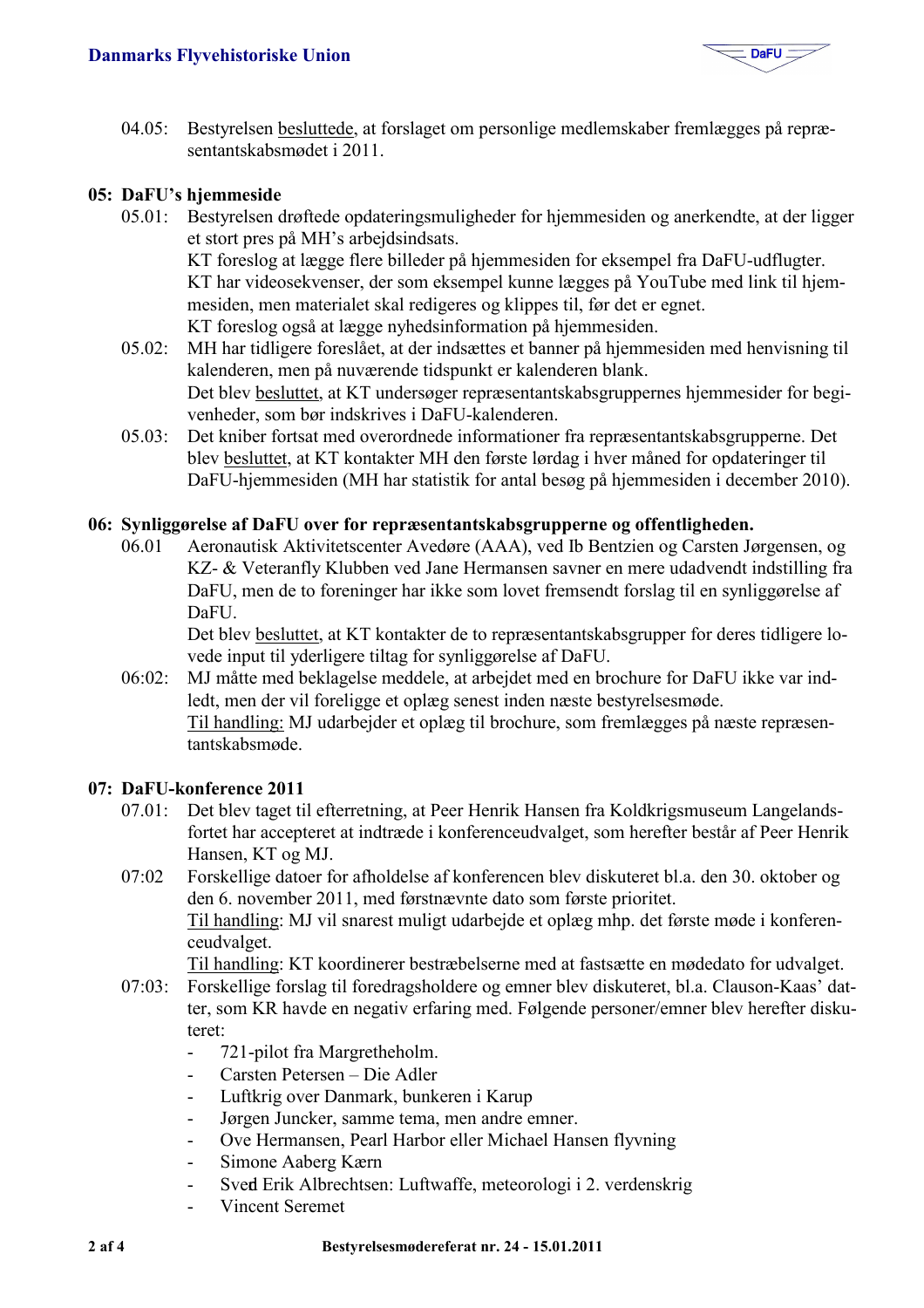04.05: Bestyrelsen besluttede, at forslaget om personlige medlemskaber fremlægges på repræsentantskabsmødet i 2011.

## 05: DaFU's hjemmeside

05.01: Bestyrelsen drøftede opdateringsmuligheder for hjemmesiden og anerkendte, at der ligger et stort pres på MH's arbejdsindsats.
KT foreslog at lægge flere billeder på hjemmesiden for eksempel fra DaFU-udflugter.
KT har videosekvenser, der som eksempel kunne lægges på YouTube med link til hjemmesiden, men materialet skal redigeres og klippes til, før det er egnet.
KT foreslog også at lægge nyhedsinformation på hjemmesiden.

05.02: MH har tidligere foreslået, at der indsættes et banner på hjemmesiden med henvisning til kalenderen, men på nuværende tidspunkt er kalenderen blank.
Det blev besluttet, at KT undersøger repræsentantskabsgruppernes hjemmesider for begivenheder, som bør indskrives i DaFU-kalenderen.

05.03: Det kniber fortsat med overordnede informationer fra repræsentantskabsgrupperne. Det blev besluttet, at KT kontakter MH den første lørdag i hver måned for opdateringer til DaFU-hjemmesiden (MH har statistik for antal besøg på hjemmesiden i december 2010).

## 06: Synliggørelse af DaFU over for repræsentantskabsgrupperne og offentligheden.

06.01 Aeronautisk Aktivitetscenter Avedøre (AAA), ved Ib Bentzien og Carsten Jørgensen, og KZ- & Veteranfly Klubben ved Jane Hermansen savner en mere udadvendt indstilling fra DaFU, men de to foreninger har ikke som lovet fremsendt forslag til en synliggørelse af DaFU.
Det blev besluttet, at KT kontakter de to repræsentantskabsgrupper for deres tidligere lovede input til yderligere tiltag for synliggørelse af DaFU.

06:02: MJ måtte med beklagelse meddele, at arbejdet med en brochure for DaFU ikke var indledt, men der vil foreligge et oplæg senest inden næste bestyrelsesmøde.
Til handling: MJ udarbejder et oplæg til brochure, som fremlægges på næste repræsentantskabsmøde.

## 07: DaFU-konference 2011

07.01: Det blev taget til efterretning, at Peer Henrik Hansen fra Koldkrigsmuseum Langelandsfortet har accepteret at indtræde i konferenceudvalget, som herefter består af Peer Henrik Hansen, KT og MJ.

07:02 Forskellige datoer for afholdelse af konferencen blev diskuteret bl.a. den 30. oktober og den 6. november 2011, med førstnævnte dato som første prioritet.
Til handling: MJ vil snarest muligt udarbejde et oplæg mhp. det første møde i konferenceudvalget.
Til handling: KT koordinerer bestræbelserne med at fastsætte en mødedato for udvalget.

07:03: Forskellige forslag til foredragsholdere og emner blev diskuteret, bl.a. Clauson-Kaas' datter, som KR havde en negativ erfaring med. Følgende personer/emner blev herefter diskuteret:

- 721-pilot fra Margretheholm.
- Carsten Petersen – Die Adler
- Luftkrig over Danmark, bunkeren i Karup
- Jørgen Juncker, samme tema, men andre emner.
- Ove Hermansen, Pearl Harbor eller Michael Hansen flyvning
- Simone Aaberg Kærn
- Sved Erik Albrechtsen: Luftwaffe, meteorologi i 2. verdenskrig
- Vincent Seremet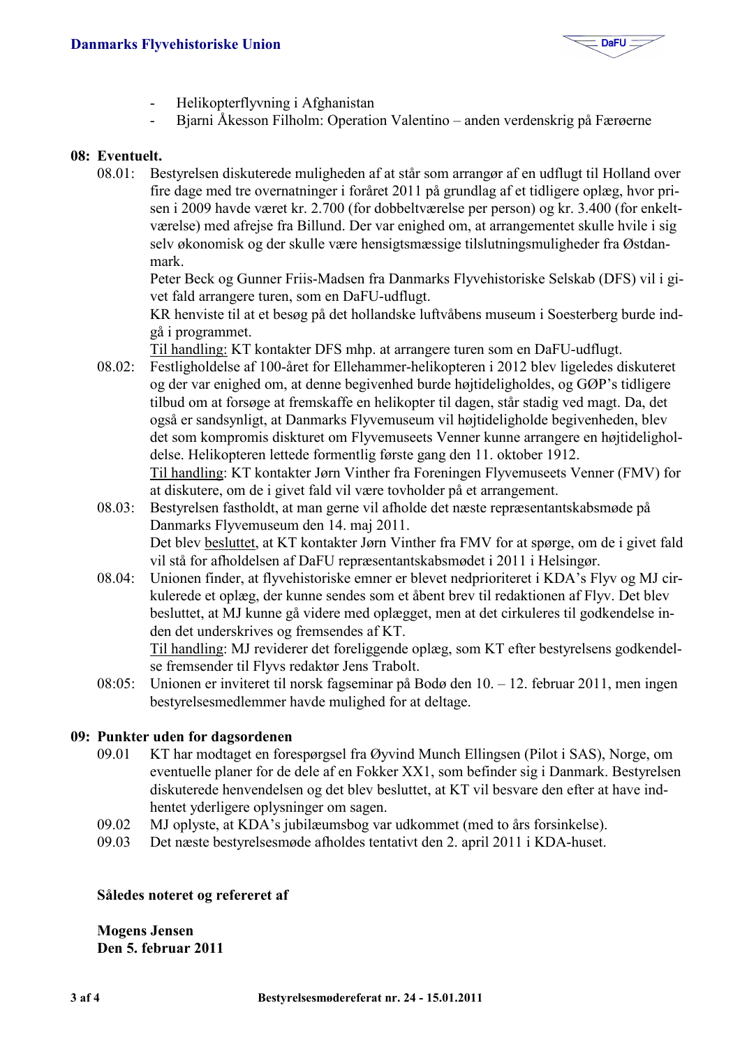- Helikopterflyvning i Afghanistan
- Bjarni Åkesson Filholm: Operation Valentino – anden verdenskrig på Færøerne

**08: Eventuelt.**

08.01: Bestyrelsen diskuterede muligheden af at står som arrangør af en udflugt til Holland over fire dage med tre overnatninger i foråret 2011 på grundlag af et tidligere oplæg, hvor prisen i 2009 havde været kr. 2.700 (for dobbeltværelse per person) og kr. 3.400 (for enkeltværelse) med afrejse fra Billund. Der var enighed om, at arrangementet skulle hvile i sig selv økonomisk og der skulle være hensigtsmæssige tilslutningsmuligheder fra Østdanmark.
Peter Beck og Gunner Friis-Madsen fra Danmarks Flyvehistoriske Selskab (DFS) vil i givet fald arrangere turen, som en DaFU-udflugt.
KR henviste til at et besøg på det hollandske luftvåbens museum i Soesterberg burde indgå i programmet.
<u>Til handling:</u> KT kontakter DFS mhp. at arrangere turen som en DaFU-udflugt.

08.02: Festligholdelse af 100-året for Ellehammer-helikopteren i 2012 blev ligeledes diskuteret og der var enighed om, at denne begivenhed burde højtideligholdes, og GØP's tidligere tilbud om at forsøge at fremskaffe en helikopter til dagen, står stadig ved magt. Da, det også er sandsynligt, at Danmarks Flyvemuseum vil højtideligholde begivenheden, blev det som kompromis diskturet om Flyvemuseets Venner kunne arrangere en højtideligholdelse. Helikopteren lettede formentlig første gang den 11. oktober 1912.
<u>Til handling</u>: KT kontakter Jørn Vinther fra Foreningen Flyvemuseets Venner (FMV) for at diskutere, om de i givet fald vil være tovholder på et arrangement.

08.03: Bestyrelsen fastholdt, at man gerne vil afholde det næste repræsentantskabsmøde på Danmarks Flyvemuseum den 14. maj 2011.
Det blev <u>besluttet</u>, at KT kontakter Jørn Vinther fra FMV for at spørge, om de i givet fald vil stå for afholdelsen af DaFU repræsentantskabsmødet i 2011 i Helsingør.

08.04: Unionen finder, at flyvehistoriske emner er blevet nedprioriteret i KDA's Flyv og MJ cirkulerede et oplæg, der kunne sendes som et åbent brev til redaktionen af Flyv. Det blev besluttet, at MJ kunne gå videre med oplægget, men at det cirkuleres til godkendelse inden det underskrives og fremsendes af KT.
<u>Til handling</u>: MJ reviderer det foreliggende oplæg, som KT efter bestyrelsens godkendelse fremsender til Flyvs redaktør Jens Trabolt.

08:05: Unionen er inviteret til norsk fagseminar på Bodø den 10. – 12. februar 2011, men ingen bestyrelsesmedlemmer havde mulighed for at deltage.

**09: Punkter uden for dagsordenen**

09.01 KT har modtaget en forespørgsel fra Øyvind Munch Ellingsen (Pilot i SAS), Norge, om eventuelle planer for de dele af en Fokker XX1, som befinder sig i Danmark. Bestyrelsen diskuterede henvendelsen og det blev besluttet, at KT vil besvare den efter at have indhentet yderligere oplysninger om sagen.

09.02 MJ oplyste, at KDA's jubilæumsbog var udkommet (med to års forsinkelse).

09.03 Det næste bestyrelsesmøde afholdes tentativt den 2. april 2011 i KDA-huset.

**Således noteret og refereret af**

**Mogens Jensen**
**Den 5. februar 2011**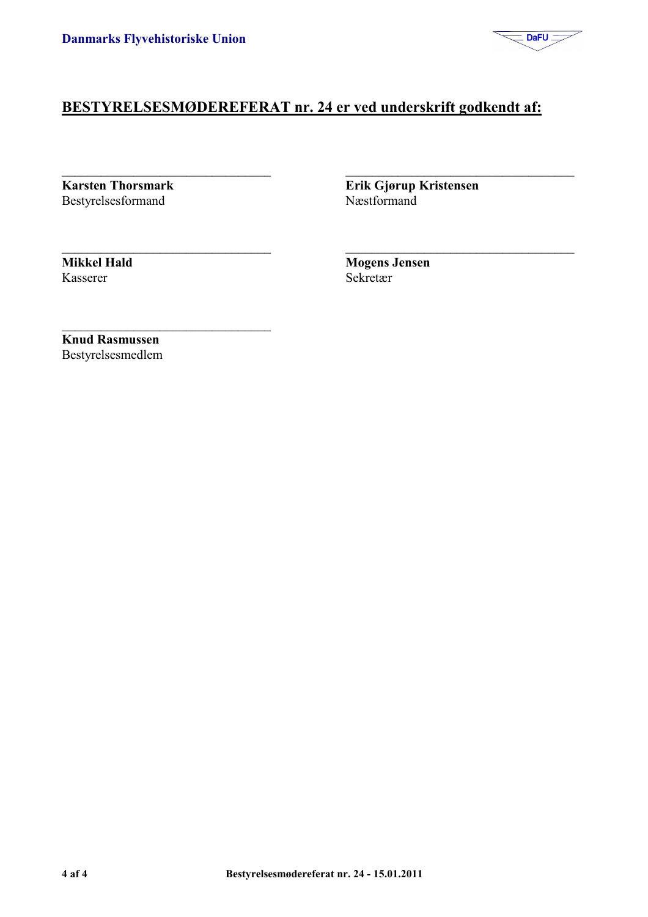## BESTYRELSESMØDEREFERAT nr. 24 er ved underskrift godkendt af:

\_\_\_\_\_\_\_\_\_\_\_\_\_\_\_\_\_\_\_\_\_\_\_\_\_\_\_\_\_\_\_\_\_\_
**Karsten Thorsmark**
Bestyrelsesformand

\_\_\_\_\_\_\_\_\_\_\_\_\_\_\_\_\_\_\_\_\_\_\_\_\_\_\_\_\_\_\_\_\_\_
**Erik Gjørup Kristensen**
Næstformand

\_\_\_\_\_\_\_\_\_\_\_\_\_\_\_\_\_\_\_\_\_\_\_\_\_\_\_\_\_\_\_\_\_\_
**Mikkel Hald**
Kasserer

\_\_\_\_\_\_\_\_\_\_\_\_\_\_\_\_\_\_\_\_\_\_\_\_\_\_\_\_\_\_\_\_\_\_
**Mogens Jensen**
Sekretær

\_\_\_\_\_\_\_\_\_\_\_\_\_\_\_\_\_\_\_\_\_\_\_\_\_\_\_\_\_\_\_\_\_\_
**Knud Rasmussen**
Bestyrelsesmedlem